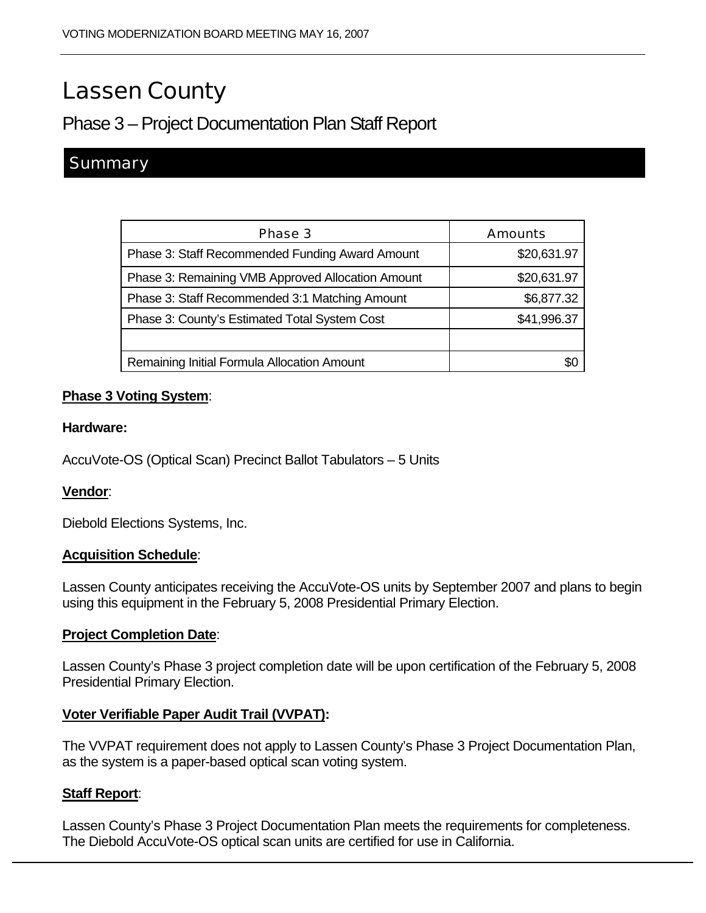# Lassen County

## Phase 3 – Project Documentation Plan Staff Report

### Summary

| Phase 3 | Amounts |
|---|---:|
| Phase 3: Staff Recommended Funding Award Amount | $20,631.97 |
| Phase 3: Remaining VMB Approved Allocation Amount | $20,631.97 |
| Phase 3: Staff Recommended 3:1 Matching Amount | $6,877.32 |
| Phase 3: County's Estimated Total System Cost | $41,996.37 |
| | |
| Remaining Initial Formula Allocation Amount | $0 |

**Phase 3 Voting System**:

**Hardware:**

AccuVote-OS (Optical Scan) Precinct Ballot Tabulators – 5 Units

**Vendor**:

Diebold Elections Systems, Inc.

**Acquisition Schedule**:

Lassen County anticipates receiving the AccuVote-OS units by September 2007 and plans to begin using this equipment in the February 5, 2008 Presidential Primary Election.

**Project Completion Date**:

Lassen County's Phase 3 project completion date will be upon certification of the February 5, 2008 Presidential Primary Election.

**Voter Verifiable Paper Audit Trail (VVPAT):**

The VVPAT requirement does not apply to Lassen County's Phase 3 Project Documentation Plan, as the system is a paper-based optical scan voting system.

**Staff Report**:

Lassen County's Phase 3 Project Documentation Plan meets the requirements for completeness. The Diebold AccuVote-OS optical scan units are certified for use in California.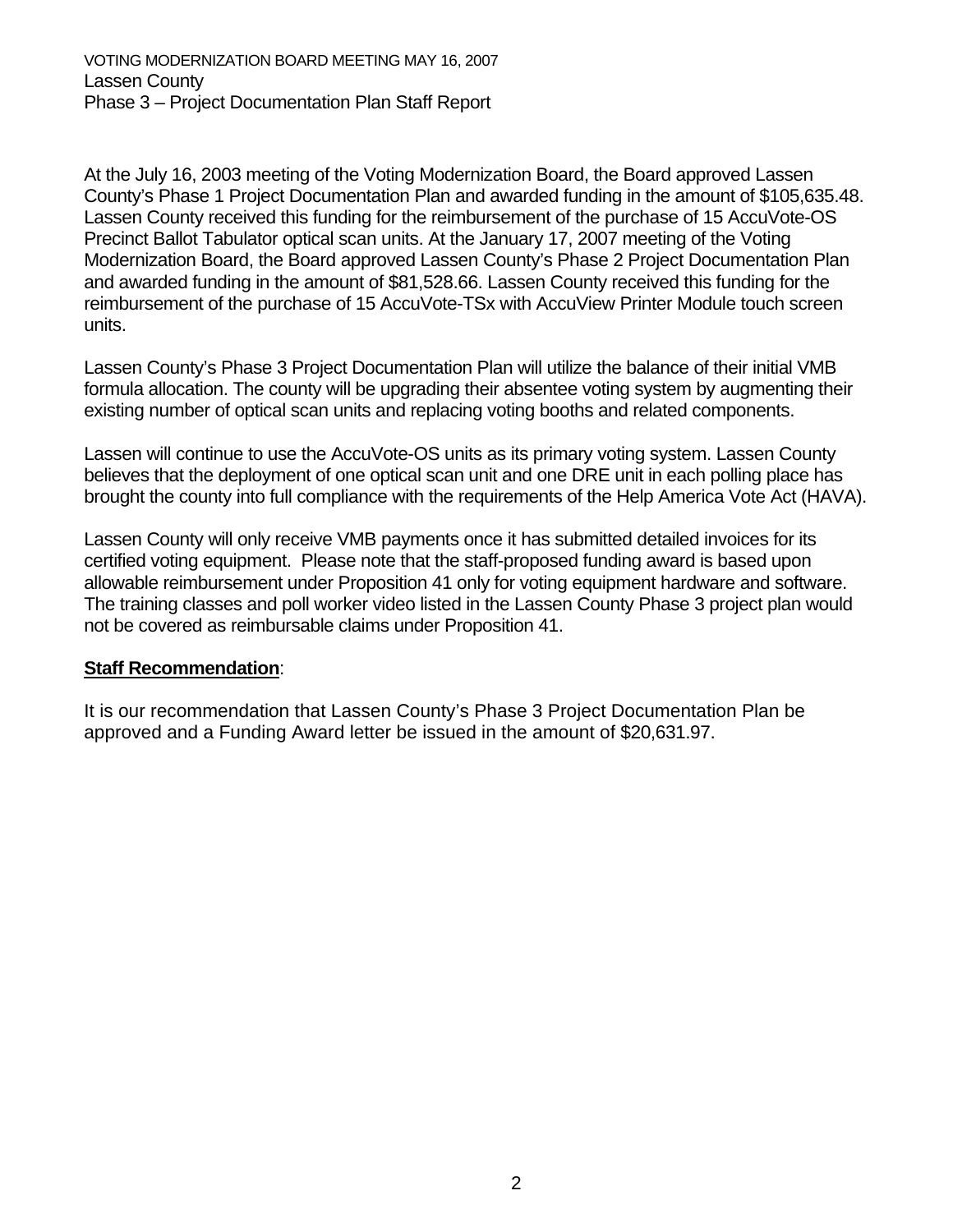VOTING MODERNIZATION BOARD MEETING MAY 16, 2007
Lassen County
Phase 3 – Project Documentation Plan Staff Report

At the July 16, 2003 meeting of the Voting Modernization Board, the Board approved Lassen County's Phase 1 Project Documentation Plan and awarded funding in the amount of $105,635.48. Lassen County received this funding for the reimbursement of the purchase of 15 AccuVote-OS Precinct Ballot Tabulator optical scan units. At the January 17, 2007 meeting of the Voting Modernization Board, the Board approved Lassen County's Phase 2 Project Documentation Plan and awarded funding in the amount of $81,528.66. Lassen County received this funding for the reimbursement of the purchase of 15 AccuVote-TSx with AccuView Printer Module touch screen units.

Lassen County's Phase 3 Project Documentation Plan will utilize the balance of their initial VMB formula allocation. The county will be upgrading their absentee voting system by augmenting their existing number of optical scan units and replacing voting booths and related components.

Lassen will continue to use the AccuVote-OS units as its primary voting system. Lassen County believes that the deployment of one optical scan unit and one DRE unit in each polling place has brought the county into full compliance with the requirements of the Help America Vote Act (HAVA).

Lassen County will only receive VMB payments once it has submitted detailed invoices for its certified voting equipment. Please note that the staff-proposed funding award is based upon allowable reimbursement under Proposition 41 only for voting equipment hardware and software. The training classes and poll worker video listed in the Lassen County Phase 3 project plan would not be covered as reimbursable claims under Proposition 41.

**Staff Recommendation**:

It is our recommendation that Lassen County's Phase 3 Project Documentation Plan be approved and a Funding Award letter be issued in the amount of $20,631.97.